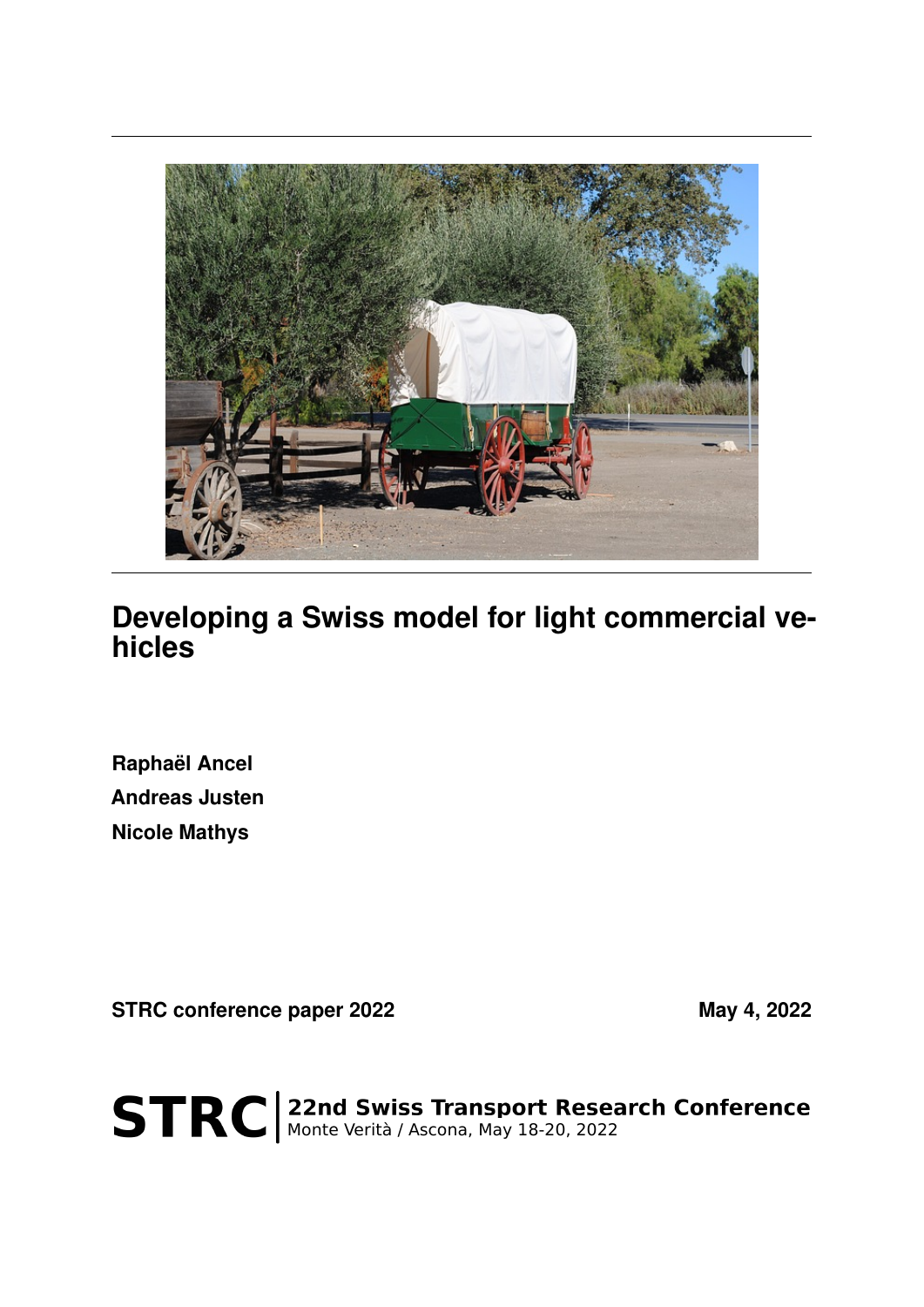# Developing a Swiss model for light commercial vehicles

**Raphaël Ancel**

**Andreas Justen**

**Nicole Mathys**

**STRC conference paper 2022** **May 4, 2022**

**STRC** | **22nd Swiss Transport Research Conference**
Monte Verità / Ascona, May 18-20, 2022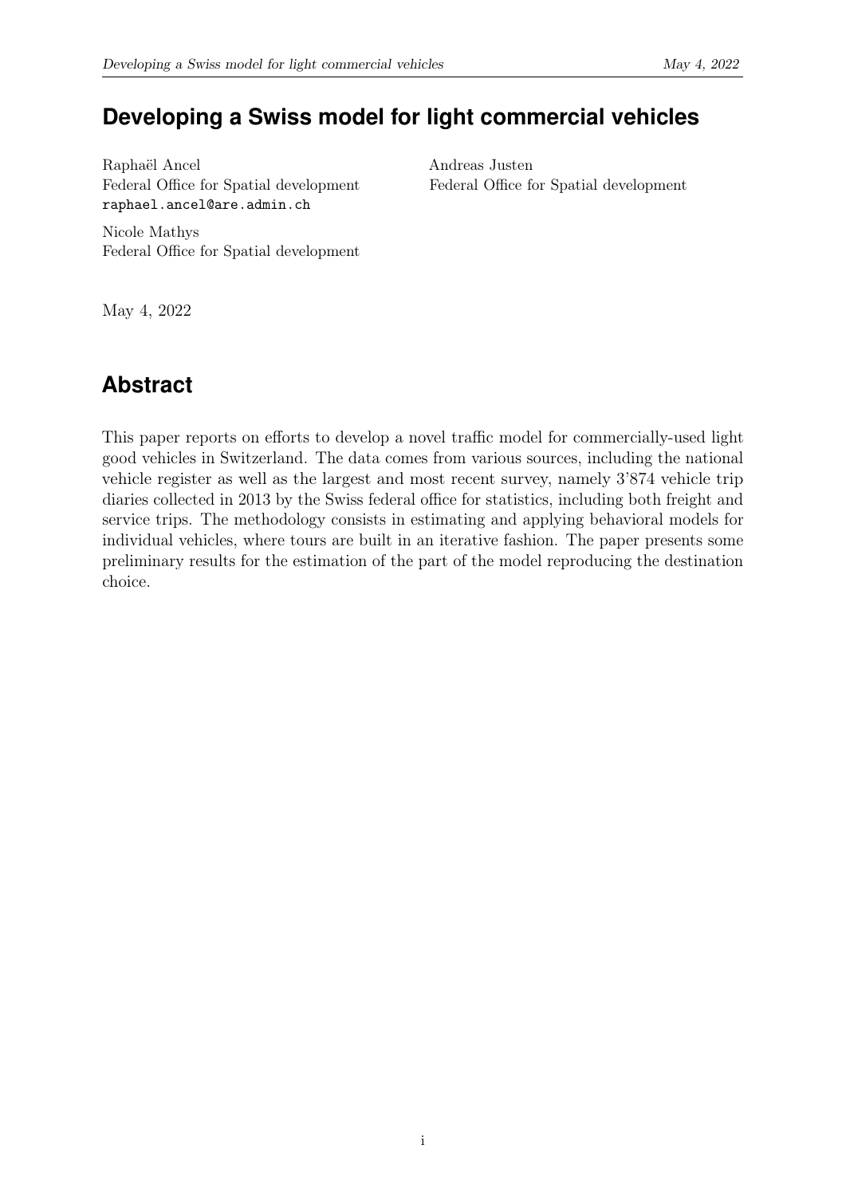## Developing a Swiss model for light commercial vehicles

Raphaël Ancel
Federal Office for Spatial development
raphael.ancel@are.admin.ch

Andreas Justen
Federal Office for Spatial development

Nicole Mathys
Federal Office for Spatial development

May 4, 2022

## Abstract

This paper reports on efforts to develop a novel traffic model for commercially-used light good vehicles in Switzerland. The data comes from various sources, including the national vehicle register as well as the largest and most recent survey, namely 3'874 vehicle trip diaries collected in 2013 by the Swiss federal office for statistics, including both freight and service trips. The methodology consists in estimating and applying behavioral models for individual vehicles, where tours are built in an iterative fashion. The paper presents some preliminary results for the estimation of the part of the model reproducing the destination choice.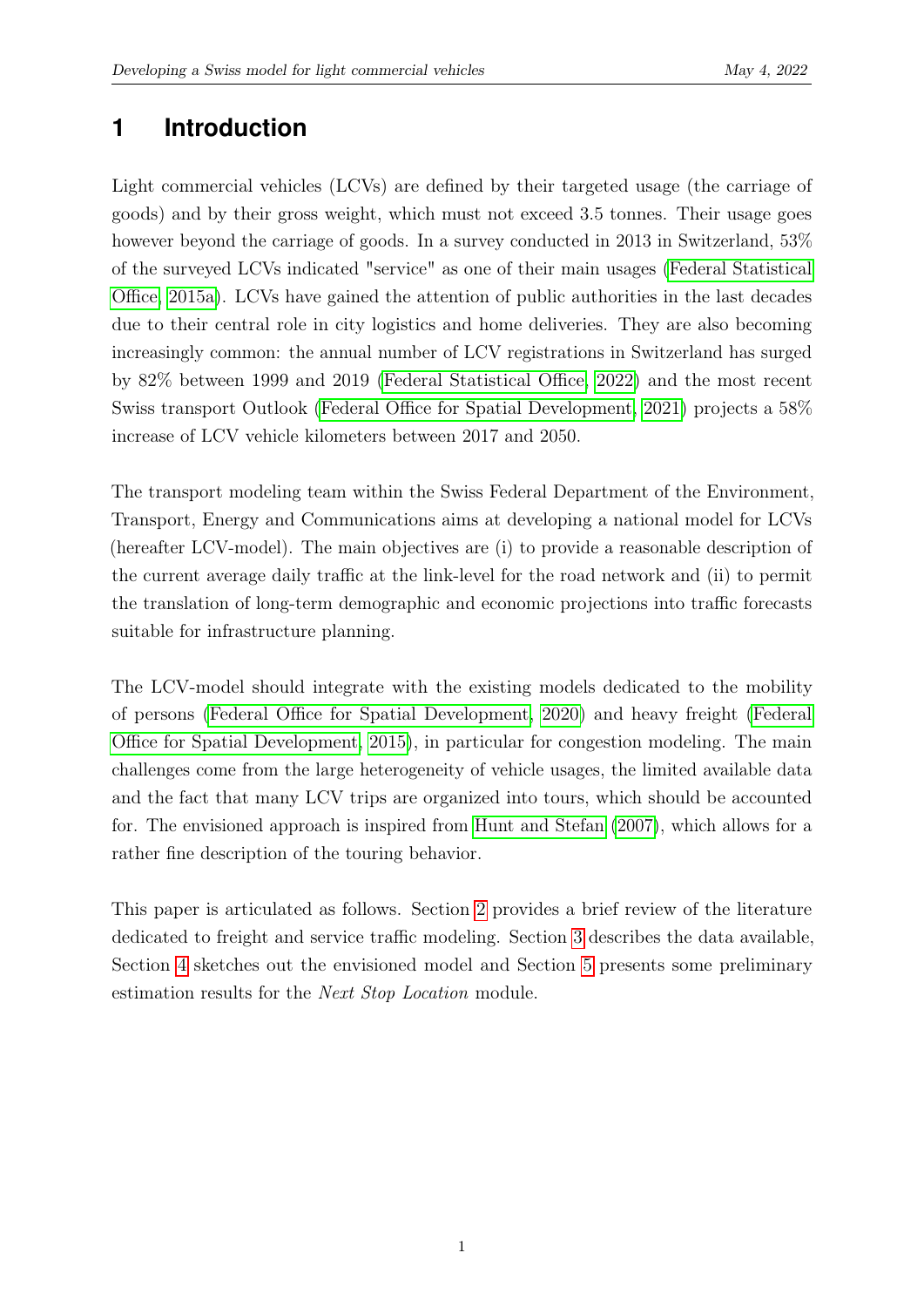# 1 Introduction

Light commercial vehicles (LCVs) are defined by their targeted usage (the carriage of goods) and by their gross weight, which must not exceed 3.5 tonnes. Their usage goes however beyond the carriage of goods. In a survey conducted in 2013 in Switzerland, 53% of the surveyed LCVs indicated "service" as one of their main usages (Federal Statistical Office, 2015a). LCVs have gained the attention of public authorities in the last decades due to their central role in city logistics and home deliveries. They are also becoming increasingly common: the annual number of LCV registrations in Switzerland has surged by 82% between 1999 and 2019 (Federal Statistical Office, 2022) and the most recent Swiss transport Outlook (Federal Office for Spatial Development, 2021) projects a 58% increase of LCV vehicle kilometers between 2017 and 2050.

The transport modeling team within the Swiss Federal Department of the Environment, Transport, Energy and Communications aims at developing a national model for LCVs (hereafter LCV-model). The main objectives are (i) to provide a reasonable description of the current average daily traffic at the link-level for the road network and (ii) to permit the translation of long-term demographic and economic projections into traffic forecasts suitable for infrastructure planning.

The LCV-model should integrate with the existing models dedicated to the mobility of persons (Federal Office for Spatial Development, 2020) and heavy freight (Federal Office for Spatial Development, 2015), in particular for congestion modeling. The main challenges come from the large heterogeneity of vehicle usages, the limited available data and the fact that many LCV trips are organized into tours, which should be accounted for. The envisioned approach is inspired from Hunt and Stefan (2007), which allows for a rather fine description of the touring behavior.

This paper is articulated as follows. Section 2 provides a brief review of the literature dedicated to freight and service traffic modeling. Section 3 describes the data available, Section 4 sketches out the envisioned model and Section 5 presents some preliminary estimation results for the *Next Stop Location* module.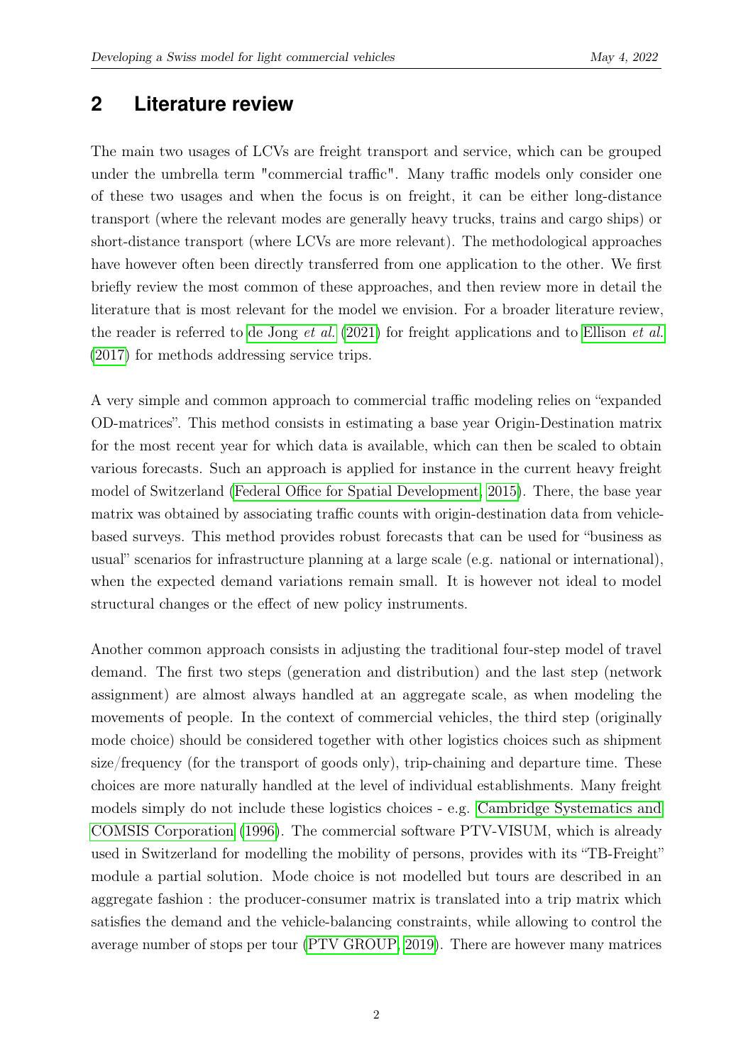## 2 Literature review

The main two usages of LCVs are freight transport and service, which can be grouped under the umbrella term "commercial traffic". Many traffic models only consider one of these two usages and when the focus is on freight, it can be either long-distance transport (where the relevant modes are generally heavy trucks, trains and cargo ships) or short-distance transport (where LCVs are more relevant). The methodological approaches have however often been directly transferred from one application to the other. We first briefly review the most common of these approaches, and then review more in detail the literature that is most relevant for the model we envision. For a broader literature review, the reader is referred to de Jong *et al.* (2021) for freight applications and to Ellison *et al.* (2017) for methods addressing service trips.

A very simple and common approach to commercial traffic modeling relies on "expanded OD-matrices". This method consists in estimating a base year Origin-Destination matrix for the most recent year for which data is available, which can then be scaled to obtain various forecasts. Such an approach is applied for instance in the current heavy freight model of Switzerland (Federal Office for Spatial Development, 2015). There, the base year matrix was obtained by associating traffic counts with origin-destination data from vehicle-based surveys. This method provides robust forecasts that can be used for "business as usual" scenarios for infrastructure planning at a large scale (e.g. national or international), when the expected demand variations remain small. It is however not ideal to model structural changes or the effect of new policy instruments.

Another common approach consists in adjusting the traditional four-step model of travel demand. The first two steps (generation and distribution) and the last step (network assignment) are almost always handled at an aggregate scale, as when modeling the movements of people. In the context of commercial vehicles, the third step (originally mode choice) should be considered together with other logistics choices such as shipment size/frequency (for the transport of goods only), trip-chaining and departure time. These choices are more naturally handled at the level of individual establishments. Many freight models simply do not include these logistics choices - e.g. Cambridge Systematics and COMSIS Corporation (1996). The commercial software PTV-VISUM, which is already used in Switzerland for modelling the mobility of persons, provides with its "TB-Freight" module a partial solution. Mode choice is not modelled but tours are described in an aggregate fashion : the producer-consumer matrix is translated into a trip matrix which satisfies the demand and the vehicle-balancing constraints, while allowing to control the average number of stops per tour (PTV GROUP, 2019). There are however many matrices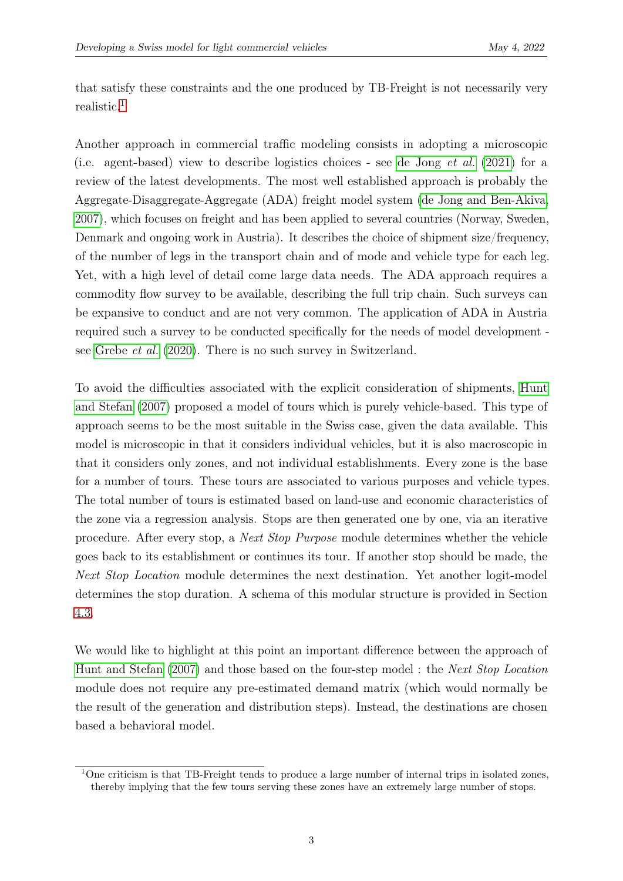that satisfy these constraints and the one produced by TB-Freight is not necessarily very realistic.[1]

Another approach in commercial traffic modeling consists in adopting a microscopic (i.e. agent-based) view to describe logistics choices - see de Jong *et al.* (2021) for a review of the latest developments. The most well established approach is probably the Aggregate-Disaggregate-Aggregate (ADA) freight model system (de Jong and Ben-Akiva, 2007), which focuses on freight and has been applied to several countries (Norway, Sweden, Denmark and ongoing work in Austria). It describes the choice of shipment size/frequency, of the number of legs in the transport chain and of mode and vehicle type for each leg. Yet, with a high level of detail come large data needs. The ADA approach requires a commodity flow survey to be available, describing the full trip chain. Such surveys can be expansive to conduct and are not very common. The application of ADA in Austria required such a survey to be conducted specifically for the needs of model development - see Grebe *et al.* (2020). There is no such survey in Switzerland.

To avoid the difficulties associated with the explicit consideration of shipments, Hunt and Stefan (2007) proposed a model of tours which is purely vehicle-based. This type of approach seems to be the most suitable in the Swiss case, given the data available. This model is microscopic in that it considers individual vehicles, but it is also macroscopic in that it considers only zones, and not individual establishments. Every zone is the base for a number of tours. These tours are associated to various purposes and vehicle types. The total number of tours is estimated based on land-use and economic characteristics of the zone via a regression analysis. Stops are then generated one by one, via an iterative procedure. After every stop, a *Next Stop Purpose* module determines whether the vehicle goes back to its establishment or continues its tour. If another stop should be made, the *Next Stop Location* module determines the next destination. Yet another logit-model determines the stop duration. A schema of this modular structure is provided in Section 4.3.

We would like to highlight at this point an important difference between the approach of Hunt and Stefan (2007) and those based on the four-step model : the *Next Stop Location* module does not require any pre-estimated demand matrix (which would normally be the result of the generation and distribution steps). Instead, the destinations are chosen based a behavioral model.

[1] One criticism is that TB-Freight tends to produce a large number of internal trips in isolated zones, thereby implying that the few tours serving these zones have an extremely large number of stops.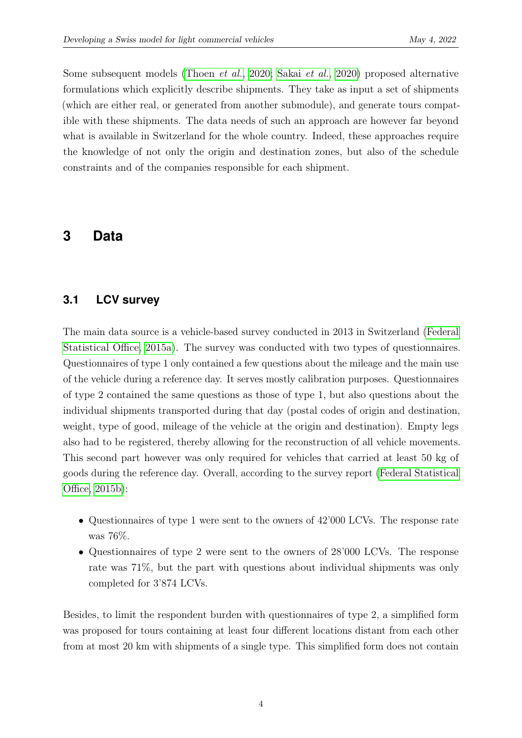Some subsequent models (Thoen *et al.*, 2020; Sakai *et al.*, 2020) proposed alternative formulations which explicitly describe shipments. They take as input a set of shipments (which are either real, or generated from another submodule), and generate tours compatible with these shipments. The data needs of such an approach are however far beyond what is available in Switzerland for the whole country. Indeed, these approaches require the knowledge of not only the origin and destination zones, but also of the schedule constraints and of the companies responsible for each shipment.

# 3 Data

## 3.1 LCV survey

The main data source is a vehicle-based survey conducted in 2013 in Switzerland (Federal Statistical Office, 2015a). The survey was conducted with two types of questionnaires. Questionnaires of type 1 only contained a few questions about the mileage and the main use of the vehicle during a reference day. It serves mostly calibration purposes. Questionnaires of type 2 contained the same questions as those of type 1, but also questions about the individual shipments transported during that day (postal codes of origin and destination, weight, type of good, mileage of the vehicle at the origin and destination). Empty legs also had to be registered, thereby allowing for the reconstruction of all vehicle movements. This second part however was only required for vehicles that carried at least 50 kg of goods during the reference day. Overall, according to the survey report (Federal Statistical Office, 2015b):

- Questionnaires of type 1 were sent to the owners of 42'000 LCVs. The response rate was 76%.
- Questionnaires of type 2 were sent to the owners of 28'000 LCVs. The response rate was 71%, but the part with questions about individual shipments was only completed for 3'874 LCVs.

Besides, to limit the respondent burden with questionnaires of type 2, a simplified form was proposed for tours containing at least four different locations distant from each other from at most 20 km with shipments of a single type. This simplified form does not contain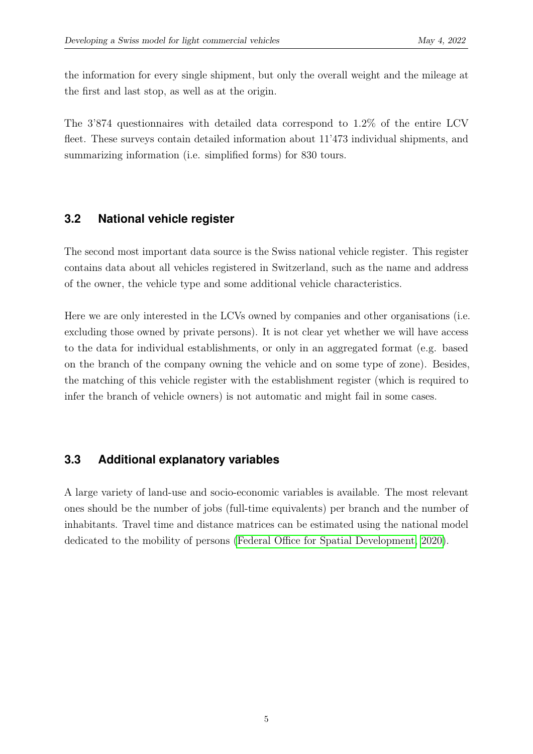the information for every single shipment, but only the overall weight and the mileage at the first and last stop, as well as at the origin.

The 3'874 questionnaires with detailed data correspond to 1.2% of the entire LCV fleet. These surveys contain detailed information about 11'473 individual shipments, and summarizing information (i.e. simplified forms) for 830 tours.

### 3.2 National vehicle register

The second most important data source is the Swiss national vehicle register. This register contains data about all vehicles registered in Switzerland, such as the name and address of the owner, the vehicle type and some additional vehicle characteristics.

Here we are only interested in the LCVs owned by companies and other organisations (i.e. excluding those owned by private persons). It is not clear yet whether we will have access to the data for individual establishments, or only in an aggregated format (e.g. based on the branch of the company owning the vehicle and on some type of zone). Besides, the matching of this vehicle register with the establishment register (which is required to infer the branch of vehicle owners) is not automatic and might fail in some cases.

### 3.3 Additional explanatory variables

A large variety of land-use and socio-economic variables is available. The most relevant ones should be the number of jobs (full-time equivalents) per branch and the number of inhabitants. Travel time and distance matrices can be estimated using the national model dedicated to the mobility of persons (Federal Office for Spatial Development, 2020).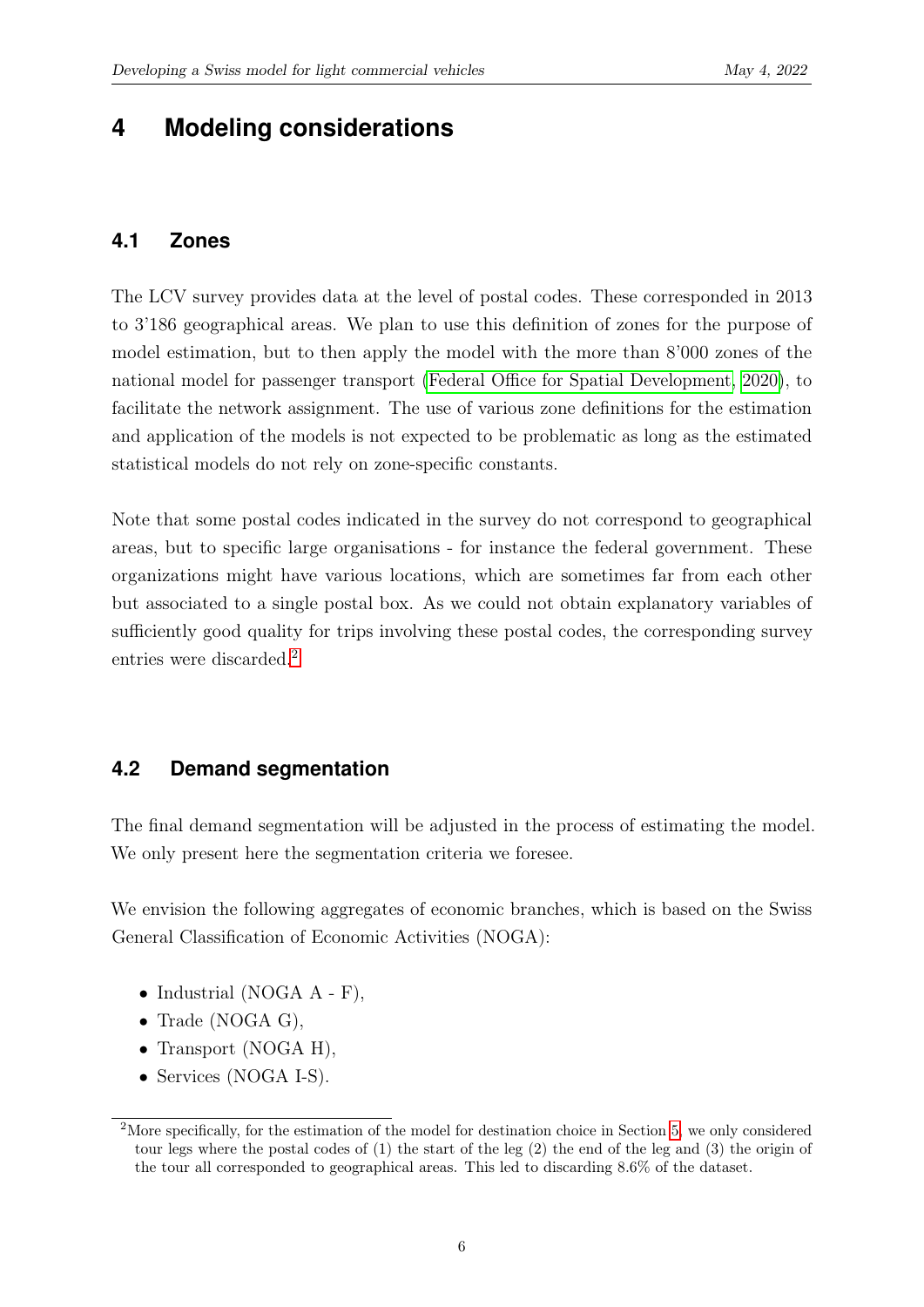# 4 Modeling considerations

## 4.1 Zones

The LCV survey provides data at the level of postal codes. These corresponded in 2013 to 3'186 geographical areas. We plan to use this definition of zones for the purpose of model estimation, but to then apply the model with the more than 8'000 zones of the national model for passenger transport (Federal Office for Spatial Development, 2020), to facilitate the network assignment. The use of various zone definitions for the estimation and application of the models is not expected to be problematic as long as the estimated statistical models do not rely on zone-specific constants.

Note that some postal codes indicated in the survey do not correspond to geographical areas, but to specific large organisations - for instance the federal government. These organizations might have various locations, which are sometimes far from each other but associated to a single postal box. As we could not obtain explanatory variables of sufficiently good quality for trips involving these postal codes, the corresponding survey entries were discarded.[2]

## 4.2 Demand segmentation

The final demand segmentation will be adjusted in the process of estimating the model. We only present here the segmentation criteria we foresee.

We envision the following aggregates of economic branches, which is based on the Swiss General Classification of Economic Activities (NOGA):

- Industrial (NOGA A - F),
- Trade (NOGA G),
- Transport (NOGA H),
- Services (NOGA I-S).

[2] More specifically, for the estimation of the model for destination choice in Section 5, we only considered tour legs where the postal codes of (1) the start of the leg (2) the end of the leg and (3) the origin of the tour all corresponded to geographical areas. This led to discarding 8.6% of the dataset.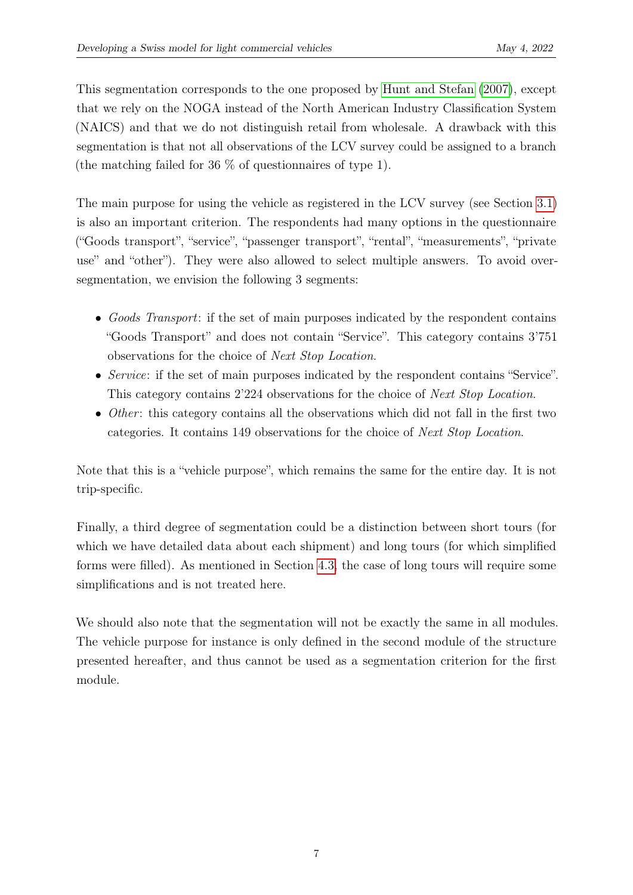This segmentation corresponds to the one proposed by Hunt and Stefan (2007), except that we rely on the NOGA instead of the North American Industry Classification System (NAICS) and that we do not distinguish retail from wholesale. A drawback with this segmentation is that not all observations of the LCV survey could be assigned to a branch (the matching failed for 36 % of questionnaires of type 1).

The main purpose for using the vehicle as registered in the LCV survey (see Section 3.1) is also an important criterion. The respondents had many options in the questionnaire ("Goods transport", "service", "passenger transport", "rental", "measurements", "private use" and "other"). They were also allowed to select multiple answers. To avoid over-segmentation, we envision the following 3 segments:

- *Goods Transport*: if the set of main purposes indicated by the respondent contains "Goods Transport" and does not contain "Service". This category contains 3'751 observations for the choice of *Next Stop Location*.
- *Service*: if the set of main purposes indicated by the respondent contains "Service". This category contains 2'224 observations for the choice of *Next Stop Location*.
- *Other*: this category contains all the observations which did not fall in the first two categories. It contains 149 observations for the choice of *Next Stop Location*.

Note that this is a "vehicle purpose", which remains the same for the entire day. It is not trip-specific.

Finally, a third degree of segmentation could be a distinction between short tours (for which we have detailed data about each shipment) and long tours (for which simplified forms were filled). As mentioned in Section 4.3, the case of long tours will require some simplifications and is not treated here.

We should also note that the segmentation will not be exactly the same in all modules. The vehicle purpose for instance is only defined in the second module of the structure presented hereafter, and thus cannot be used as a segmentation criterion for the first module.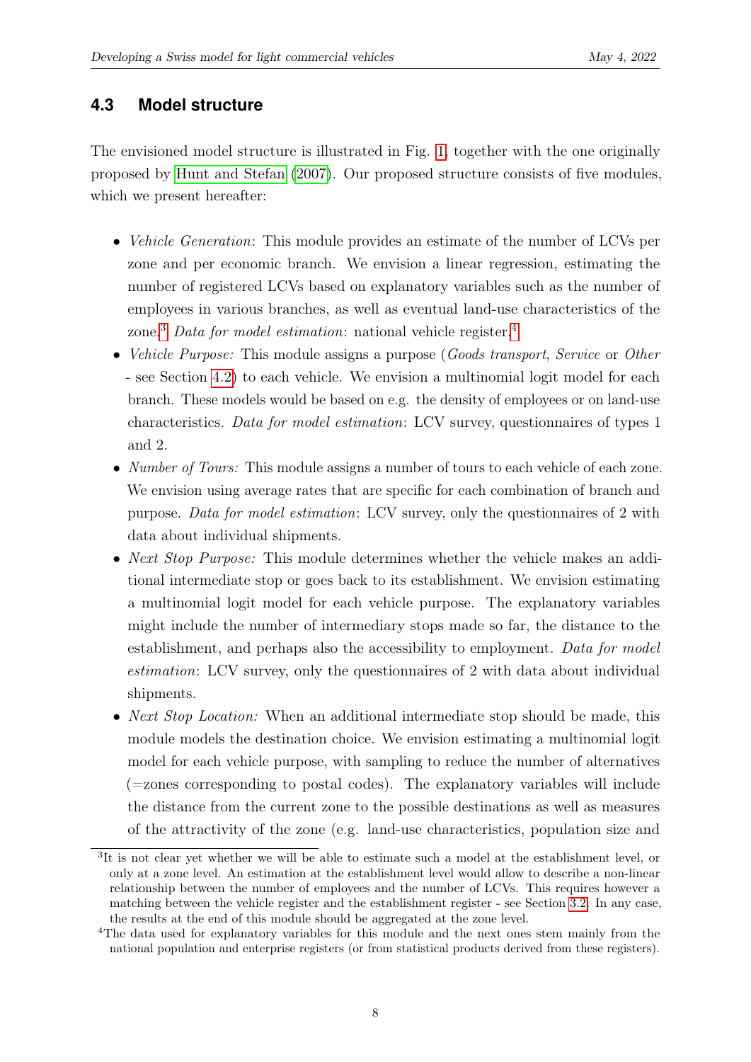### 4.3 Model structure

The envisioned model structure is illustrated in Fig. 1, together with the one originally proposed by Hunt and Stefan (2007). Our proposed structure consists of five modules, which we present hereafter:

- *Vehicle Generation*: This module provides an estimate of the number of LCVs per zone and per economic branch. We envision a linear regression, estimating the number of registered LCVs based on explanatory variables such as the number of employees in various branches, as well as eventual land-use characteristics of the zone.[3] *Data for model estimation*: national vehicle register.[4]
- *Vehicle Purpose:* This module assigns a purpose (*Goods transport*, *Service* or *Other* - see Section 4.2) to each vehicle. We envision a multinomial logit model for each branch. These models would be based on e.g. the density of employees or on land-use characteristics. *Data for model estimation*: LCV survey, questionnaires of types 1 and 2.
- *Number of Tours:* This module assigns a number of tours to each vehicle of each zone. We envision using average rates that are specific for each combination of branch and purpose. *Data for model estimation*: LCV survey, only the questionnaires of 2 with data about individual shipments.
- *Next Stop Purpose:* This module determines whether the vehicle makes an additional intermediate stop or goes back to its establishment. We envision estimating a multinomial logit model for each vehicle purpose. The explanatory variables might include the number of intermediary stops made so far, the distance to the establishment, and perhaps also the accessibility to employment. *Data for model estimation*: LCV survey, only the questionnaires of 2 with data about individual shipments.
- *Next Stop Location:* When an additional intermediate stop should be made, this module models the destination choice. We envision estimating a multinomial logit model for each vehicle purpose, with sampling to reduce the number of alternatives (=zones corresponding to postal codes). The explanatory variables will include the distance from the current zone to the possible destinations as well as measures of the attractivity of the zone (e.g. land-use characteristics, population size and

[3] It is not clear yet whether we will be able to estimate such a model at the establishment level, or only at a zone level. An estimation at the establishment level would allow to describe a non-linear relationship between the number of employees and the number of LCVs. This requires however a matching between the vehicle register and the establishment register - see Section 3.2. In any case, the results at the end of this module should be aggregated at the zone level.

[4] The data used for explanatory variables for this module and the next ones stem mainly from the national population and enterprise registers (or from statistical products derived from these registers).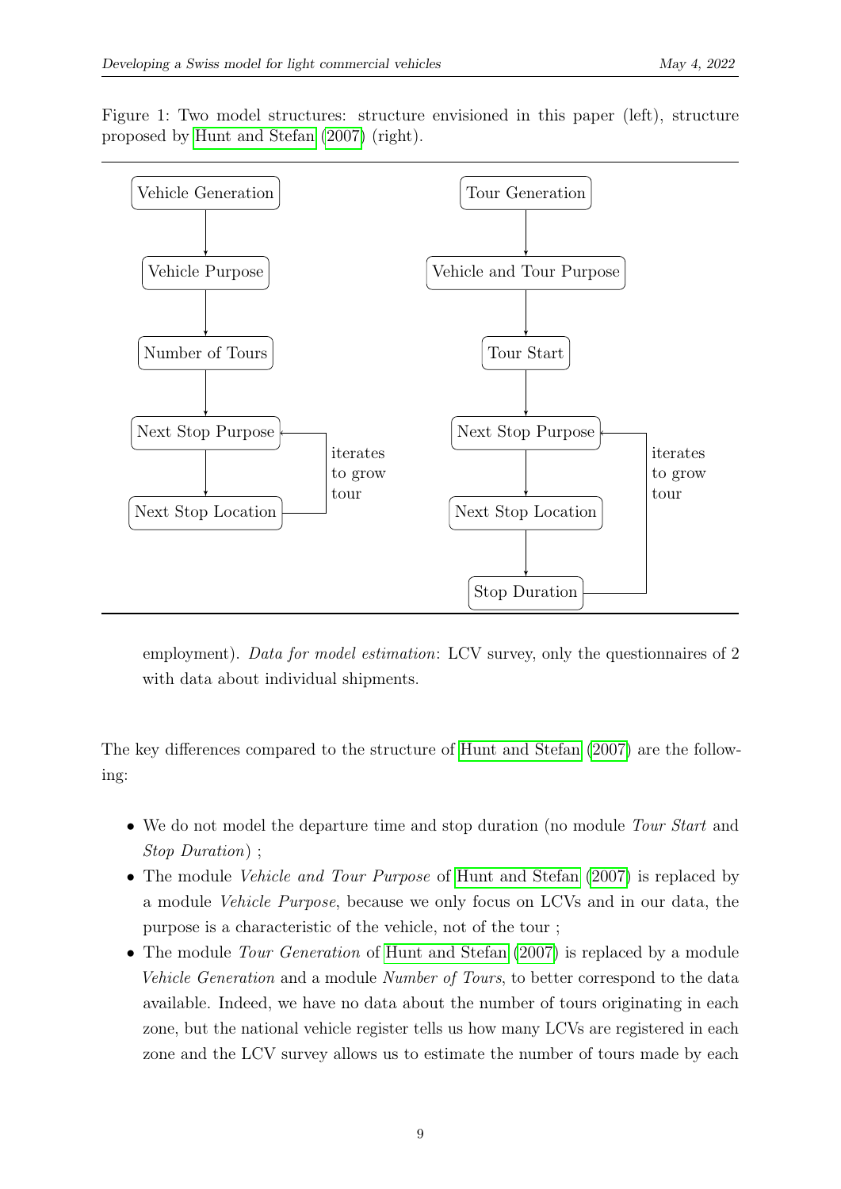Figure 1: Two model structures: structure envisioned in this paper (left), structure proposed by Hunt and Stefan (2007) (right).

employment). *Data for model estimation*: LCV survey, only the questionnaires of 2 with data about individual shipments.

The key differences compared to the structure of Hunt and Stefan (2007) are the following:

- We do not model the departure time and stop duration (no module *Tour Start* and *Stop Duration*) ;
- The module *Vehicle and Tour Purpose* of Hunt and Stefan (2007) is replaced by a module *Vehicle Purpose*, because we only focus on LCVs and in our data, the purpose is a characteristic of the vehicle, not of the tour ;
- The module *Tour Generation* of Hunt and Stefan (2007) is replaced by a module *Vehicle Generation* and a module *Number of Tours*, to better correspond to the data available. Indeed, we have no data about the number of tours originating in each zone, but the national vehicle register tells us how many LCVs are registered in each zone and the LCV survey allows us to estimate the number of tours made by each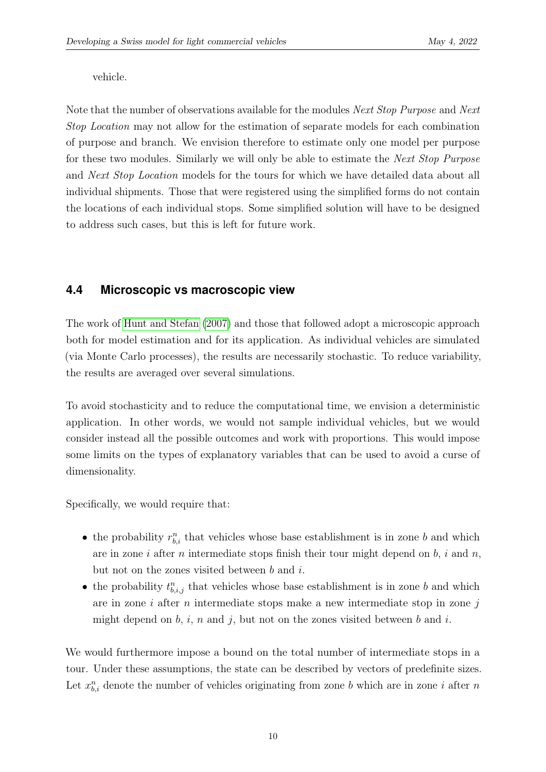vehicle.

Note that the number of observations available for the modules *Next Stop Purpose* and *Next Stop Location* may not allow for the estimation of separate models for each combination of purpose and branch. We envision therefore to estimate only one model per purpose for these two modules. Similarly we will only be able to estimate the *Next Stop Purpose* and *Next Stop Location* models for the tours for which we have detailed data about all individual shipments. Those that were registered using the simplified forms do not contain the locations of each individual stops. Some simplified solution will have to be designed to address such cases, but this is left for future work.

## 4.4 Microscopic vs macroscopic view

The work of Hunt and Stefan (2007) and those that followed adopt a microscopic approach both for model estimation and for its application. As individual vehicles are simulated (via Monte Carlo processes), the results are necessarily stochastic. To reduce variability, the results are averaged over several simulations.

To avoid stochasticity and to reduce the computational time, we envision a deterministic application. In other words, we would not sample individual vehicles, but we would consider instead all the possible outcomes and work with proportions. This would impose some limits on the types of explanatory variables that can be used to avoid a curse of dimensionality.

Specifically, we would require that:

- the probability $r^n_{b,i}$ that vehicles whose base establishment is in zone $b$ and which are in zone $i$ after $n$ intermediate stops finish their tour might depend on $b$, $i$ and $n$, but not on the zones visited between $b$ and $i$.
- the probability $t^n_{b,i,j}$ that vehicles whose base establishment is in zone $b$ and which are in zone $i$ after $n$ intermediate stops make a new intermediate stop in zone $j$ might depend on $b$, $i$, $n$ and $j$, but not on the zones visited between $b$ and $i$.

We would furthermore impose a bound on the total number of intermediate stops in a tour. Under these assumptions, the state can be described by vectors of predefinite sizes. Let $x^n_{b,i}$ denote the number of vehicles originating from zone $b$ which are in zone $i$ after $n$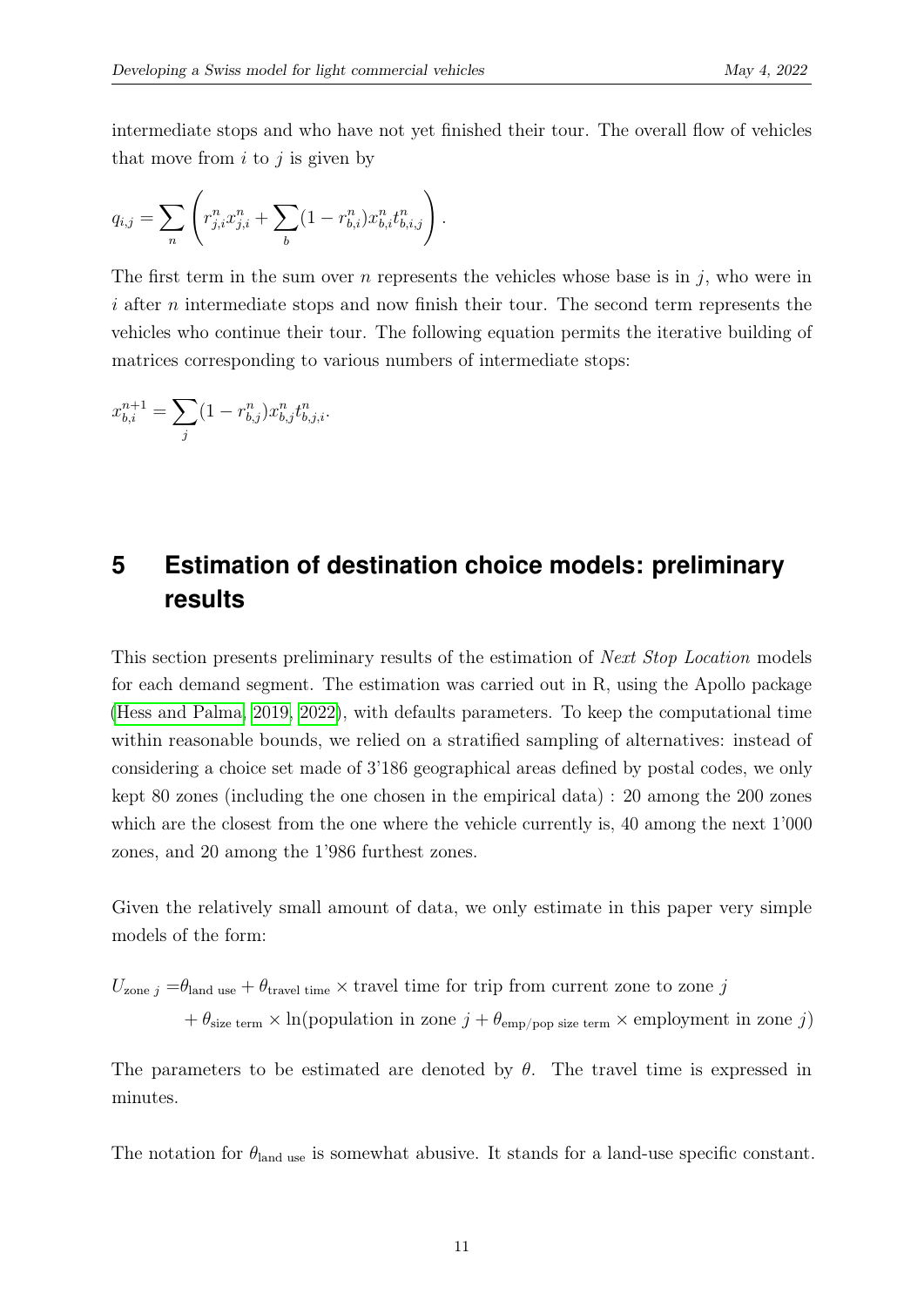intermediate stops and who have not yet finished their tour. The overall flow of vehicles that move from $i$ to $j$ is given by

$$q_{i,j} = \sum_n \left( r^n_{j,i} x^n_{j,i} + \sum_b (1 - r^n_{b,i}) x^n_{b,i} t^n_{b,i,j} \right).$$

The first term in the sum over $n$ represents the vehicles whose base is in $j$, who were in $i$ after $n$ intermediate stops and now finish their tour. The second term represents the vehicles who continue their tour. The following equation permits the iterative building of matrices corresponding to various numbers of intermediate stops:

$$x^{n+1}_{b,i} = \sum_j (1 - r^n_{b,j}) x^n_{b,j} t^n_{b,j,i}.$$

## 5 Estimation of destination choice models: preliminary results

This section presents preliminary results of the estimation of *Next Stop Location* models for each demand segment. The estimation was carried out in R, using the Apollo package (Hess and Palma, 2019, 2022), with defaults parameters. To keep the computational time within reasonable bounds, we relied on a stratified sampling of alternatives: instead of considering a choice set made of 3'186 geographical areas defined by postal codes, we only kept 80 zones (including the one chosen in the empirical data) : 20 among the 200 zones which are the closest from the one where the vehicle currently is, 40 among the next 1'000 zones, and 20 among the 1'986 furthest zones.

Given the relatively small amount of data, we only estimate in this paper very simple models of the form:

$$\begin{aligned}
U_{\text{zone } j} =& \theta_{\text{land use}} + \theta_{\text{travel time}} \times \text{travel time for trip from current zone to zone } j \\
&+ \theta_{\text{size term}} \times \ln(\text{population in zone } j + \theta_{\text{emp/pop size term}} \times \text{employment in zone } j)
\end{aligned}$$

The parameters to be estimated are denoted by $\theta$. The travel time is expressed in minutes.

The notation for $\theta_{\text{land use}}$ is somewhat abusive. It stands for a land-use specific constant.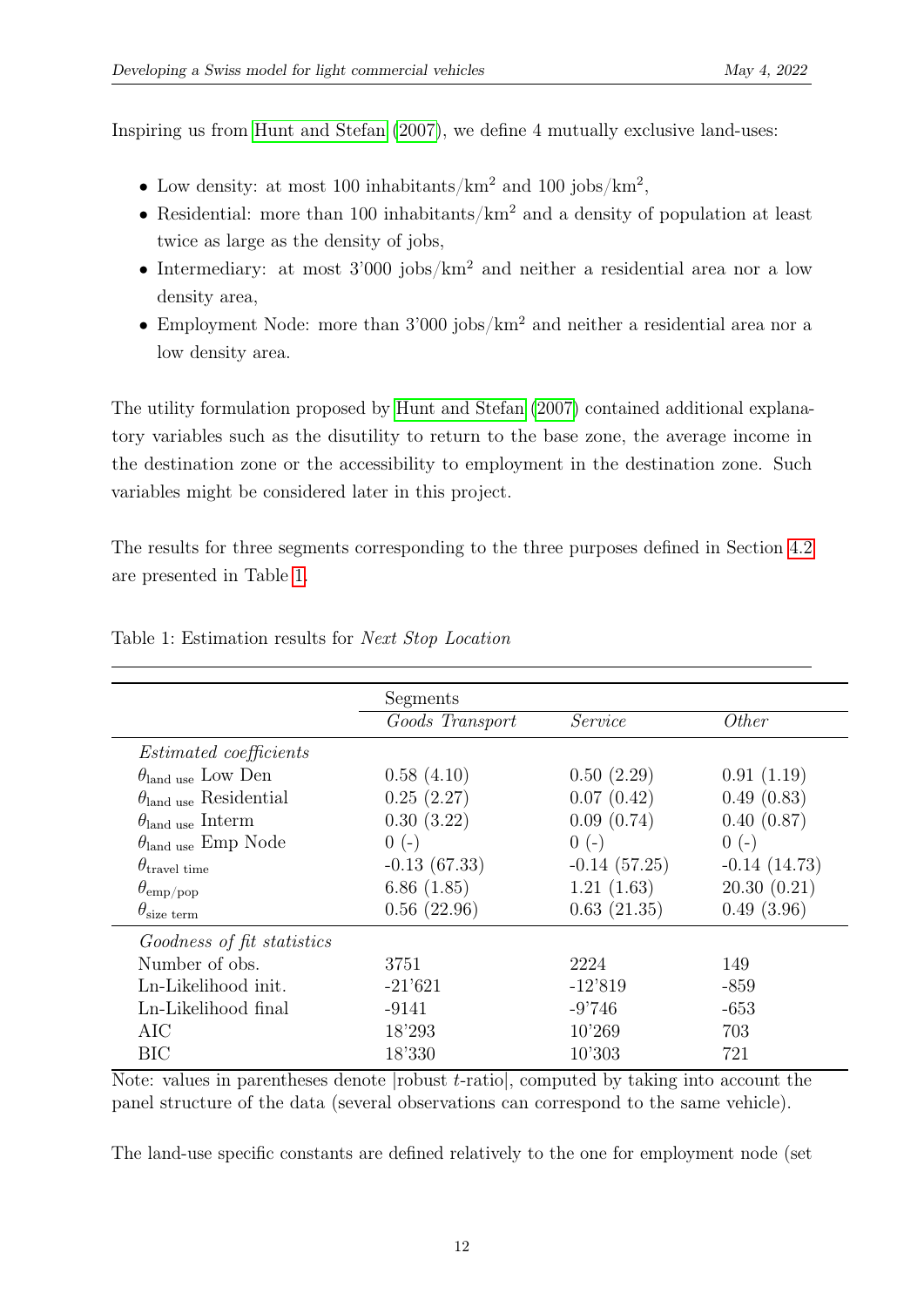Inspiring us from Hunt and Stefan (2007), we define 4 mutually exclusive land-uses:

- Low density: at most 100 inhabitants/km$^2$ and 100 jobs/km$^2$,
- Residential: more than 100 inhabitants/km$^2$ and a density of population at least twice as large as the density of jobs,
- Intermediary: at most 3'000 jobs/km$^2$ and neither a residential area nor a low density area,
- Employment Node: more than 3'000 jobs/km$^2$ and neither a residential area nor a low density area.

The utility formulation proposed by Hunt and Stefan (2007) contained additional explanatory variables such as the disutility to return to the base zone, the average income in the destination zone or the accessibility to employment in the destination zone. Such variables might be considered later in this project.

The results for three segments corresponding to the three purposes defined in Section 4.2 are presented in Table 1.

Table 1: Estimation results for *Next Stop Location*

| | Segments | | |
|---|---|---|---|
| | *Goods Transport* | *Service* | *Other* |
| *Estimated coefficients* | | | |
| $\theta_{\text{land use}}$ Low Den | 0.58 (4.10) | 0.50 (2.29) | 0.91 (1.19) |
| $\theta_{\text{land use}}$ Residential | 0.25 (2.27) | 0.07 (0.42) | 0.49 (0.83) |
| $\theta_{\text{land use}}$ Interm | 0.30 (3.22) | 0.09 (0.74) | 0.40 (0.87) |
| $\theta_{\text{land use}}$ Emp Node | 0 (-) | 0 (-) | 0 (-) |
| $\theta_{\text{travel time}}$ | -0.13 (67.33) | -0.14 (57.25) | -0.14 (14.73) |
| $\theta_{\text{emp/pop}}$ | 6.86 (1.85) | 1.21 (1.63) | 20.30 (0.21) |
| $\theta_{\text{size term}}$ | 0.56 (22.96) | 0.63 (21.35) | 0.49 (3.96) |
| *Goodness of fit statistics* | | | |
| Number of obs. | 3751 | 2224 | 149 |
| Ln-Likelihood init. | -21'621 | -12'819 | -859 |
| Ln-Likelihood final | -9141 | -9'746 | -653 |
| AIC | 18'293 | 10'269 | 703 |
| BIC | 18'330 | 10'303 | 721 |

Note: values in parentheses denote |robust $t$-ratio|, computed by taking into account the panel structure of the data (several observations can correspond to the same vehicle).

The land-use specific constants are defined relatively to the one for employment node (set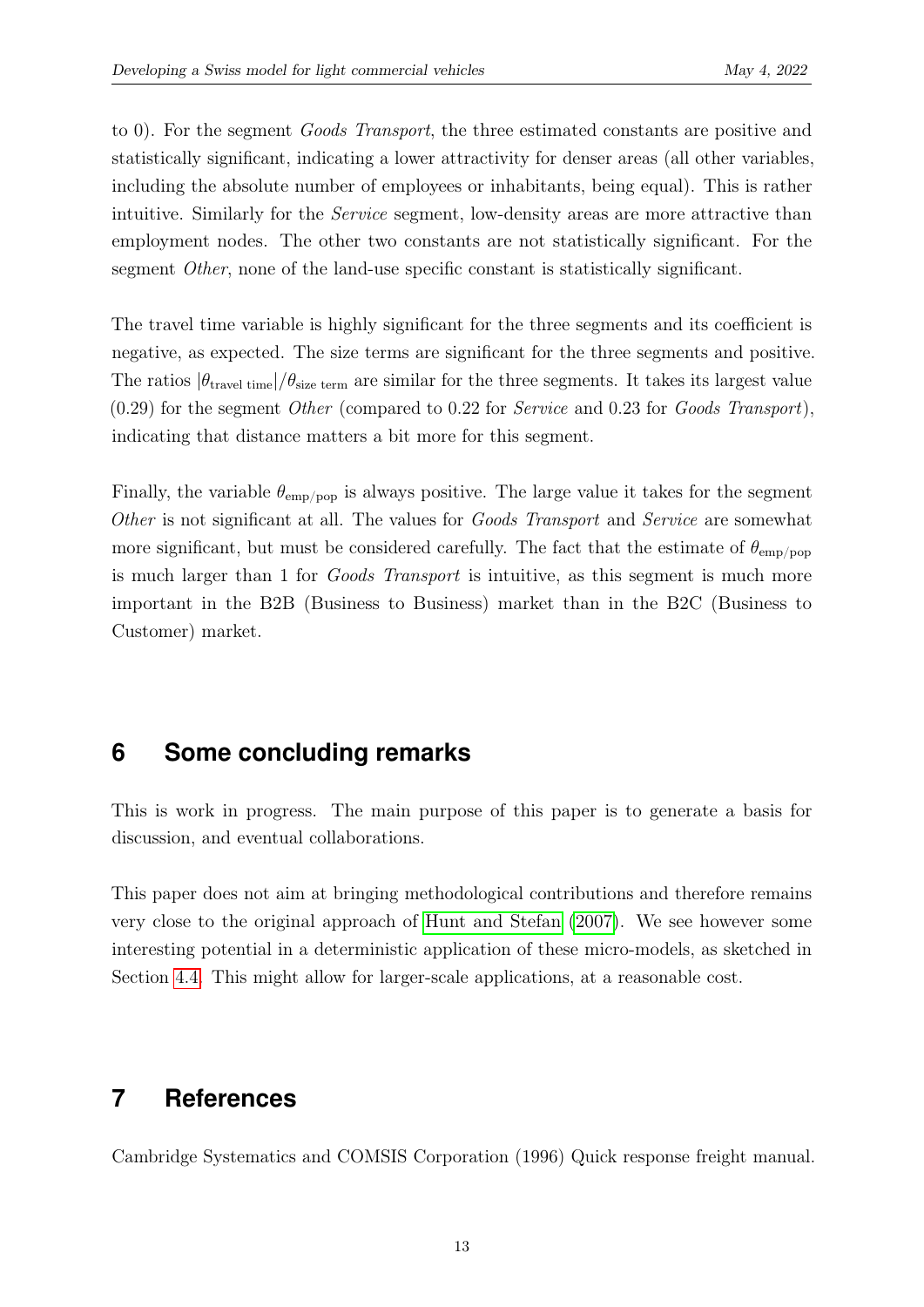to 0). For the segment *Goods Transport*, the three estimated constants are positive and statistically significant, indicating a lower attractivity for denser areas (all other variables, including the absolute number of employees or inhabitants, being equal). This is rather intuitive. Similarly for the *Service* segment, low-density areas are more attractive than employment nodes. The other two constants are not statistically significant. For the segment *Other*, none of the land-use specific constant is statistically significant.

The travel time variable is highly significant for the three segments and its coefficient is negative, as expected. The size terms are significant for the three segments and positive. The ratios $|\theta_{\text{travel time}}|/\theta_{\text{size term}}$ are similar for the three segments. It takes its largest value (0.29) for the segment *Other* (compared to 0.22 for *Service* and 0.23 for *Goods Transport*), indicating that distance matters a bit more for this segment.

Finally, the variable $\theta_{\text{emp/pop}}$ is always positive. The large value it takes for the segment *Other* is not significant at all. The values for *Goods Transport* and *Service* are somewhat more significant, but must be considered carefully. The fact that the estimate of $\theta_{\text{emp/pop}}$ is much larger than 1 for *Goods Transport* is intuitive, as this segment is much more important in the B2B (Business to Business) market than in the B2C (Business to Customer) market.

## 6 Some concluding remarks

This is work in progress. The main purpose of this paper is to generate a basis for discussion, and eventual collaborations.

This paper does not aim at bringing methodological contributions and therefore remains very close to the original approach of Hunt and Stefan (2007). We see however some interesting potential in a deterministic application of these micro-models, as sketched in Section 4.4. This might allow for larger-scale applications, at a reasonable cost.

## 7 References

Cambridge Systematics and COMSIS Corporation (1996) Quick response freight manual.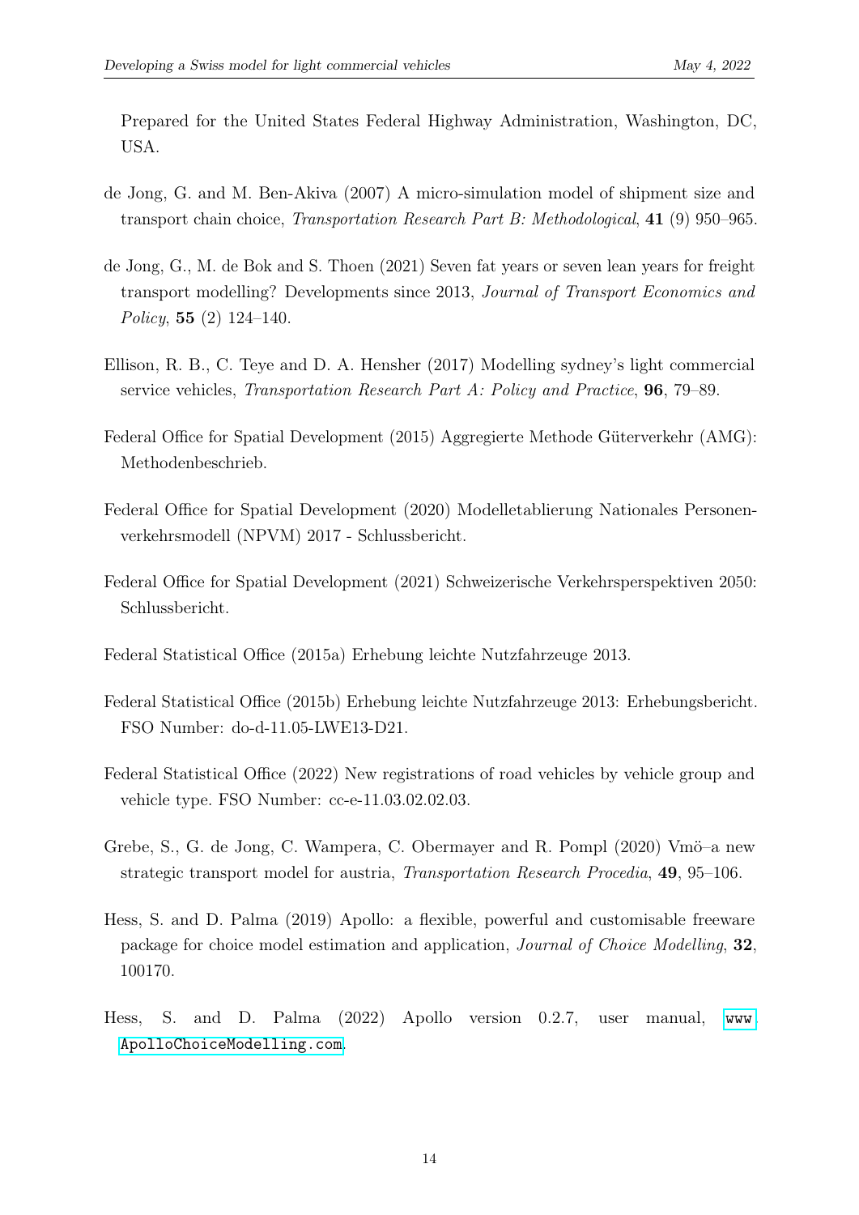Prepared for the United States Federal Highway Administration, Washington, DC, USA.

de Jong, G. and M. Ben-Akiva (2007) A micro-simulation model of shipment size and transport chain choice, *Transportation Research Part B: Methodological*, **41** (9) 950–965.

de Jong, G., M. de Bok and S. Thoen (2021) Seven fat years or seven lean years for freight transport modelling? Developments since 2013, *Journal of Transport Economics and Policy*, **55** (2) 124–140.

Ellison, R. B., C. Teye and D. A. Hensher (2017) Modelling sydney's light commercial service vehicles, *Transportation Research Part A: Policy and Practice*, **96**, 79–89.

Federal Office for Spatial Development (2015) Aggregierte Methode Güterverkehr (AMG): Methodenbeschrieb.

Federal Office for Spatial Development (2020) Modelletablierung Nationales Personenverkehrsmodell (NPVM) 2017 - Schlussbericht.

Federal Office for Spatial Development (2021) Schweizerische Verkehrsperspektiven 2050: Schlussbericht.

Federal Statistical Office (2015a) Erhebung leichte Nutzfahrzeuge 2013.

Federal Statistical Office (2015b) Erhebung leichte Nutzfahrzeuge 2013: Erhebungsbericht. FSO Number: do-d-11.05-LWE13-D21.

Federal Statistical Office (2022) New registrations of road vehicles by vehicle group and vehicle type. FSO Number: cc-e-11.03.02.02.03.

Grebe, S., G. de Jong, C. Wampera, C. Obermayer and R. Pompl (2020) Vmö–a new strategic transport model for austria, *Transportation Research Procedia*, **49**, 95–106.

Hess, S. and D. Palma (2019) Apollo: a flexible, powerful and customisable freeware package for choice model estimation and application, *Journal of Choice Modelling*, **32**, 100170.

Hess, S. and D. Palma (2022) Apollo version 0.2.7, user manual, www.ApolloChoiceModelling.com.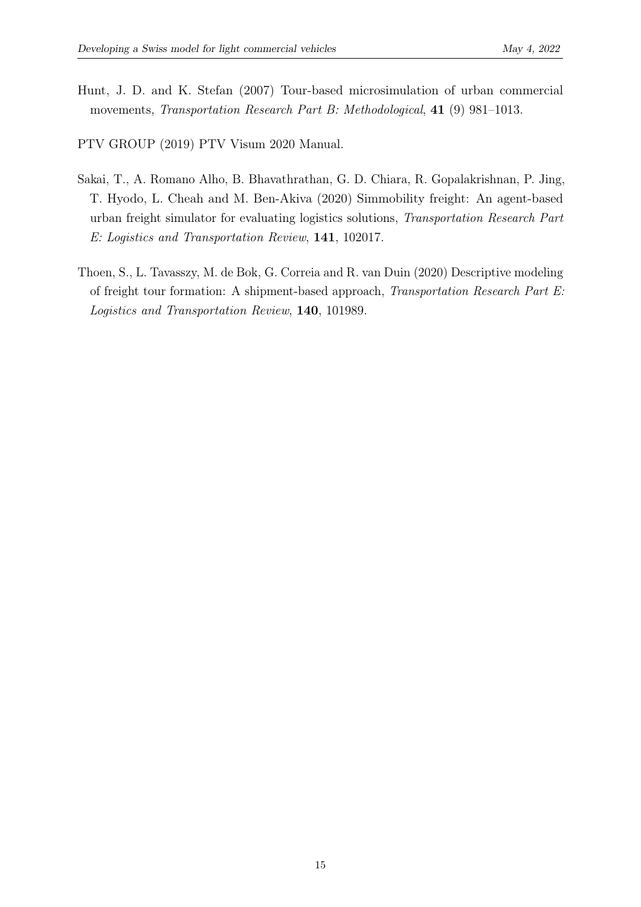Hunt, J. D. and K. Stefan (2007) Tour-based microsimulation of urban commercial movements, *Transportation Research Part B: Methodological*, **41** (9) 981–1013.

PTV GROUP (2019) PTV Visum 2020 Manual.

Sakai, T., A. Romano Alho, B. Bhavathrathan, G. D. Chiara, R. Gopalakrishnan, P. Jing, T. Hyodo, L. Cheah and M. Ben-Akiva (2020) Simmobility freight: An agent-based urban freight simulator for evaluating logistics solutions, *Transportation Research Part E: Logistics and Transportation Review*, **141**, 102017.

Thoen, S., L. Tavasszy, M. de Bok, G. Correia and R. van Duin (2020) Descriptive modeling of freight tour formation: A shipment-based approach, *Transportation Research Part E: Logistics and Transportation Review*, **140**, 101989.